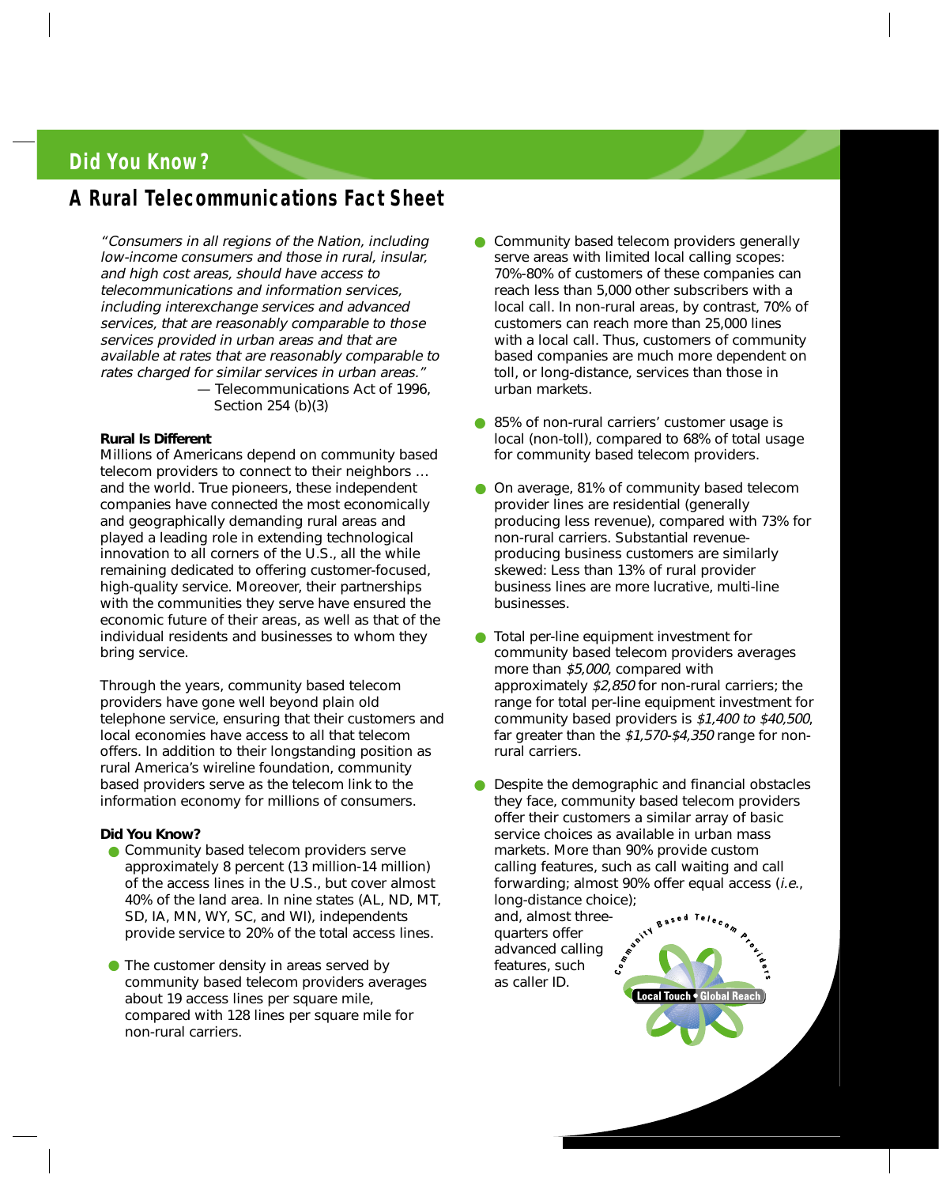## Did You Know?

# A Rural Telecommunications Fact Sheet

*"Consumers in all regions of the Nation, including low-income consumers and those in rural, insular, and high cost areas, should have access to telecommunications and information services, including interexchange services and advanced services, that are reasonably comparable to those services provided in urban areas and that are available at rates that are reasonably comparable to rates charged for similar services in urban areas."*

— Telecommunications Act of 1996, Section 254 (b)(3)

**Rural Is Different**

Millions of Americans depend on community based telecom providers to connect to their neighbors … and the world. True pioneers, these independent companies have connected the most economically and geographically demanding rural areas and played a leading role in extending technological innovation to all corners of the U.S., all the while remaining dedicated to offering customer-focused, high-quality service. Moreover, their partnerships with the communities they serve have ensured the economic future of their areas, as well as that of the individual residents and businesses to whom they bring service.

Through the years, community based telecom providers have gone well beyond plain old telephone service, ensuring that their customers and local economies have access to all that telecom offers. In addition to their longstanding position as rural America's wireline foundation, community based providers serve as the telecom link to the information economy for millions of consumers.

**Did You Know?**

- Community based telecom providers serve approximately 8 percent (13 million-14 million) of the access lines in the U.S., but cover almost 40% of the land area. In nine states (AL, ND, MT, SD, IA, MN, WY, SC, and WI), independents provide service to 20% of the total access lines.
- The customer density in areas served by community based telecom providers averages about 19 access lines per square mile, compared with 128 lines per square mile for non-rural carriers.
- Community based telecom providers generally serve areas with limited local calling scopes: 70%-80% of customers of these companies can reach less than 5,000 other subscribers with a local call. In non-rural areas, by contrast, 70% of customers can reach more than 25,000 lines with a local call. Thus, customers of community based companies are much more dependent on toll, or long-distance, services than those in urban markets.
- 85% of non-rural carriers' customer usage is local (non-toll), compared to 68% of total usage for community based telecom providers.
- On average, 81% of community based telecom provider lines are residential (generally producing less revenue), compared with 73% for non-rural carriers. Substantial revenue-producing business customers are similarly skewed: Less than 13% of rural provider business lines are more lucrative, multi-line businesses.
- Total per-line equipment investment for community based telecom providers averages more than *$5,000*, compared with approximately *$2,850* for non-rural carriers; the range for total per-line equipment investment for community based providers is *$1,400 to $40,500*, far greater than the *$1,570-$4,350* range for non-rural carriers.
- Despite the demographic and financial obstacles they face, community based telecom providers offer their customers a similar array of basic service choices as available in urban mass markets. More than 90% provide custom calling features, such as call waiting and call forwarding; almost 90% offer equal access (*i.e.*, long-distance choice); and, almost three-quarters offer advanced calling features, such as caller ID.

Community Based Telecom Providers
Local Touch • Global Reach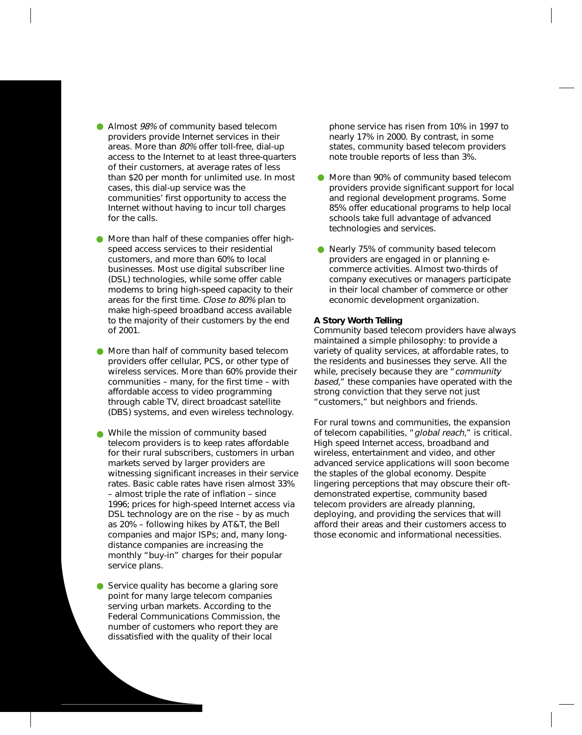- Almost *98%* of community based telecom providers provide Internet services in their areas. More than *80%* offer toll-free, dial-up access to the Internet to at least three-quarters of their customers, at average rates of less than $20 per month for unlimited use. In most cases, this dial-up service was the communities' first opportunity to access the Internet without having to incur toll charges for the calls.

- More than half of these companies offer high-speed access services to their residential customers, and more than 60% to local businesses. Most use digital subscriber line (DSL) technologies, while some offer cable modems to bring high-speed capacity to their areas for the first time. *Close to 80%* plan to make high-speed broadband access available to the majority of their customers by the end of 2001.

- More than half of community based telecom providers offer cellular, PCS, or other type of wireless services. More than 60% provide their communities – many, for the first time – with affordable access to video programming through cable TV, direct broadcast satellite (DBS) systems, and even wireless technology.

- While the mission of community based telecom providers is to keep rates affordable for their rural subscribers, customers in urban markets served by larger providers are witnessing significant increases in their service rates. Basic cable rates have risen almost 33% – almost triple the rate of inflation – since 1996; prices for high-speed Internet access via DSL technology are on the rise – by as much as 20% – following hikes by AT&T, the Bell companies and major ISPs; and, many long-distance companies are increasing the monthly "buy-in" charges for their popular service plans.

- Service quality has become a glaring sore point for many large telecom companies serving urban markets. According to the Federal Communications Commission, the number of customers who report they are dissatisfied with the quality of their local phone service has risen from 10% in 1997 to nearly 17% in 2000. By contrast, in some states, community based telecom providers note trouble reports of less than 3%.

- More than 90% of community based telecom providers provide significant support for local and regional development programs. Some 85% offer educational programs to help local schools take full advantage of advanced technologies and services.

- Nearly 75% of community based telecom providers are engaged in or planning e-commerce activities. Almost two-thirds of company executives or managers participate in their local chamber of commerce or other economic development organization.

**A Story Worth Telling**

Community based telecom providers have always maintained a simple philosophy: to provide a variety of quality services, at affordable rates, to the residents and businesses they serve. All the while, precisely because they are "*community based*," these companies have operated with the strong conviction that they serve not just "customers," but neighbors and friends.

For rural towns and communities, the expansion of telecom capabilities, "*global reach*," is critical. High speed Internet access, broadband and wireless, entertainment and video, and other advanced service applications will soon become the staples of the global economy. Despite lingering perceptions that may obscure their oft-demonstrated expertise, community based telecom providers are already planning, deploying, and providing the services that will afford their areas and their customers access to those economic and informational necessities.